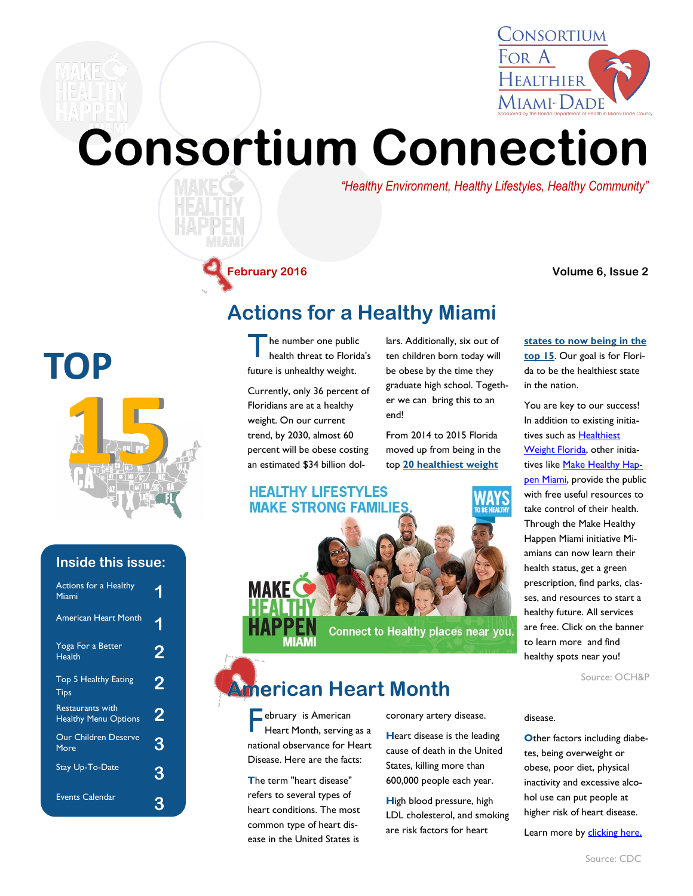Consortium For A Healthier Miami-Dade

Sponsored by the Florida Department of Health in Miami-Dade County

# Consortium Connection

*"Healthy Environment, Healthy Lifestyles, Healthy Community"*

**February 2016** **Volume 6, Issue 2**

## Inside this issue:

| | |
|---|---|
| Actions for a Healthy Miami | 1 |
| American Heart Month | 1 |
| Yoga For a Better Health | 2 |
| Top 5 Healthy Eating Tips | 2 |
| Restaurants with Healthy Menu Options | 2 |
| Our Children Deserve More | 3 |
| Stay Up-To-Date | 3 |
| Events Calendar | 3 |

## Actions for a Healthy Miami

The number one public health threat to Florida's future is unhealthy weight.

Currently, only 36 percent of Floridians are at a healthy weight. On our current trend, by 2030, almost 60 percent will be obese costing an estimated $34 billion dollars. Additionally, six out of ten children born today will be obese by the time they graduate high school. Together we can bring this to an end!

From 2014 to 2015 Florida moved up from being in the top **20 healthiest weight states to now being in the top 15**. Our goal is for Florida to be the healthiest state in the nation.

You are key to our success! In addition to existing initiatives such as Healthiest Weight Florida, other initiatives like Make Healthy Happen Miami, provide the public with free useful resources to take control of their health. Through the Make Healthy Happen Miami initiative Miamians can now learn their health status, get a green prescription, find parks, classes, and resources to start a healthy future. All services are free. Click on the banner to learn more and find healthy spots near you!

HEALTHY LIFESTYLES MAKE STRONG FAMILIES. WAYS TO BE HEALTHY. MAKE HEALTHY HAPPEN MIAMI. Connect to Healthy places near you.

Source: OCH&P

## American Heart Month

February is American Heart Month, serving as a national observance for Heart Disease. Here are the facts:

The term "heart disease" refers to several types of heart conditions. The most common type of heart disease in the United States is coronary artery disease.

Heart disease is the leading cause of death in the United States, killing more than 600,000 people each year.

High blood pressure, high LDL cholesterol, and smoking are risk factors for heart disease.

Other factors including diabetes, being overweight or obese, poor diet, physical inactivity and excessive alcohol use can put people at higher risk of heart disease.

Learn more by clicking here.

Source: CDC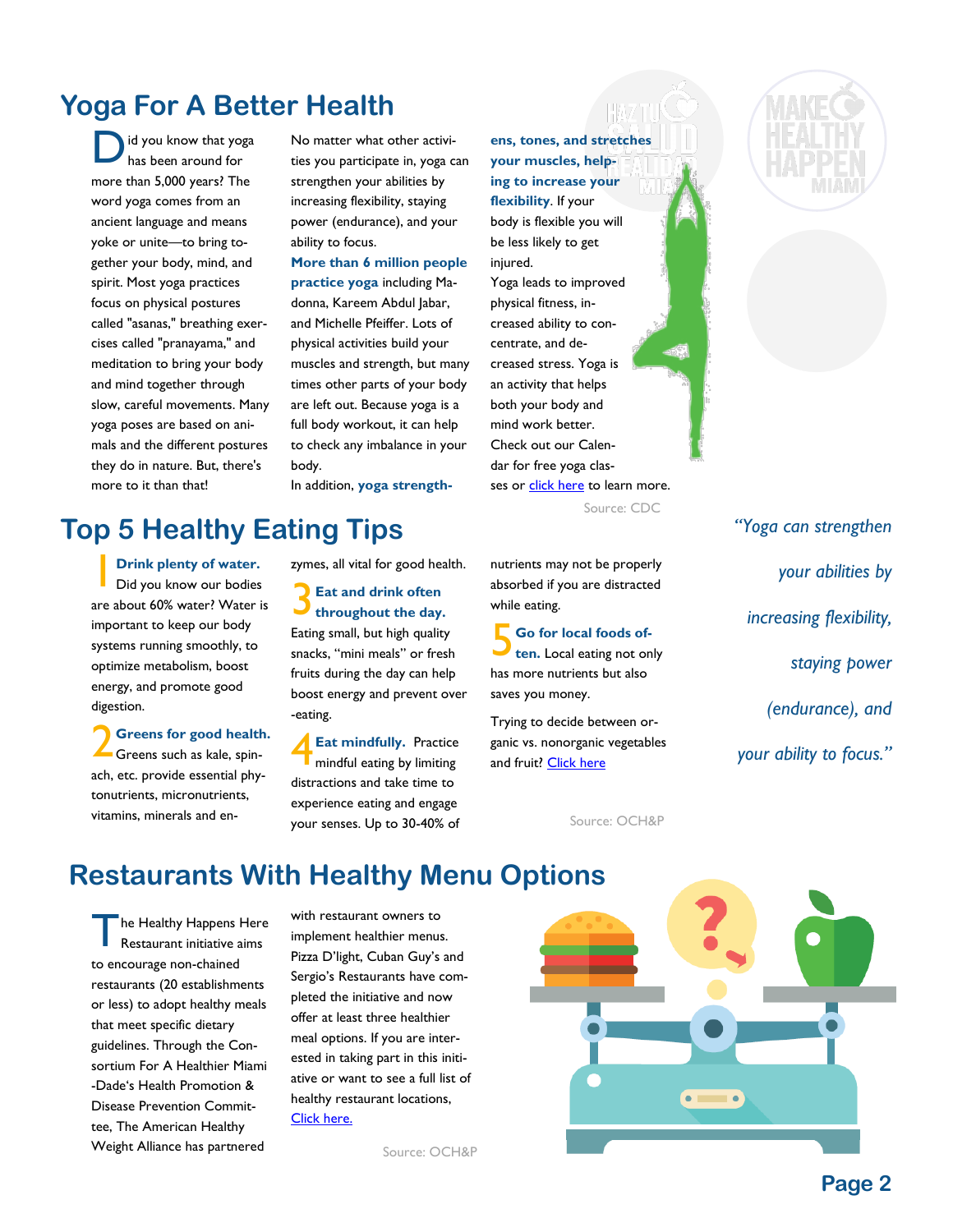# Yoga For A Better Health

Did you know that yoga has been around for more than 5,000 years? The word yoga comes from an ancient language and means yoke or unite—to bring together your body, mind, and spirit. Most yoga practices focus on physical postures called "asanas," breathing exercises called "pranayama," and meditation to bring your body and mind together through slow, careful movements. Many yoga poses are based on animals and the different postures they do in nature. But, there's more to it than that!

No matter what other activities you participate in, yoga can strengthen your abilities by increasing flexibility, staying power (endurance), and your ability to focus.

**More than 6 million people practice yoga** including Madonna, Kareem Abdul Jabar, and Michelle Pfeiffer. Lots of physical activities build your muscles and strength, but many times other parts of your body are left out. Because yoga is a full body workout, it can help to check any imbalance in your body.

In addition, **yoga strengthens, tones, and stretches your muscles, helping to increase your flexibility**. If your body is flexible you will be less likely to get injured.

Yoga leads to improved physical fitness, increased ability to concentrate, and decreased stress. Yoga is an activity that helps both your body and mind work better. Check out our Calendar for free yoga classes or click here to learn more.

Source: CDC

*"Yoga can strengthen your abilities by increasing flexibility, staying power (endurance), and your ability to focus."*

# Top 5 Healthy Eating Tips

**1 Drink plenty of water.** Did you know our bodies are about 60% water? Water is important to keep our body systems running smoothly, to optimize metabolism, boost energy, and promote good digestion.

**2 Greens for good health.** Greens such as kale, spinach, etc. provide essential phytonutrients, micronutrients, vitamins, minerals and enzymes, all vital for good health.

**3 Eat and drink often throughout the day.** Eating small, but high quality snacks, "mini meals" or fresh fruits during the day can help boost energy and prevent over-eating.

**4 Eat mindfully.** Practice mindful eating by limiting distractions and take time to experience eating and engage your senses. Up to 30-40% of nutrients may not be properly absorbed if you are distracted while eating.

**5 Go for local foods often.** Local eating not only has more nutrients but also saves you money.

Trying to decide between organic vs. nonorganic vegetables and fruit? Click here

Source: OCH&P

# Restaurants With Healthy Menu Options

The Healthy Happens Here Restaurant initiative aims to encourage non-chained restaurants (20 establishments or less) to adopt healthy meals that meet specific dietary guidelines. Through the Consortium For A Healthier Miami-Dade's Health Promotion & Disease Prevention Committee, The American Healthy Weight Alliance has partnered with restaurant owners to implement healthier menus. Pizza D'light, Cuban Guy's and Sergio's Restaurants have completed the initiative and now offer at least three healthier meal options. If you are interested in taking part in this initiative or want to see a full list of healthy restaurant locations, Click here.

Source: OCH&P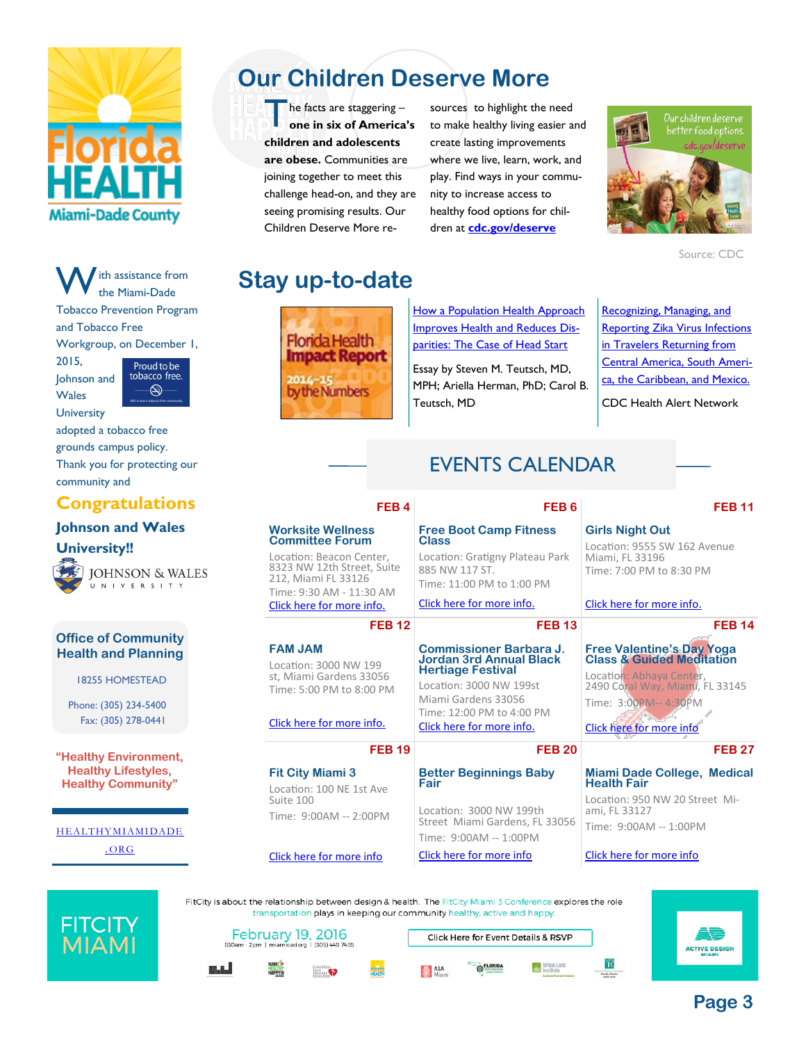# Our Children Deserve More

The facts are staggering – **one in six of America's children and adolescents are obese.** Communities are joining together to meet this challenge head-on, and they are seeing promising results. Our Children Deserve More resources to highlight the need to make healthy living easier and create lasting improvements where we live, learn, work, and play. Find ways in your community to increase access to healthy food options for children at **cdc.gov/deserve**

Our children deserve better food options. cdc.gov/deserve

Source: CDC

With assistance from the Miami-Dade Tobacco Prevention Program and Tobacco Free Workgroup, on December 1, 2015, Johnson and Wales University adopted a tobacco free grounds campus policy. Thank you for protecting our community and

Proud to be tobacco free.

## Congratulations

### Johnson and Wales University!!

JOHNSON & WALES UNIVERSITY

### Office of Community Health and Planning

18255 HOMESTEAD

Phone: (305) 234-5400

Fax: (305) 278-0441

**"Healthy Environment, Healthy Lifestyles, Healthy Community"**

HEALTHYMIAMIDADE.ORG

# Stay up-to-date

Florida Health Impact Report 2014-15 by the Numbers

How a Population Health Approach Improves Health and Reduces Disparities: The Case of Head Start

Essay by Steven M. Teutsch, MD, MPH; Ariella Herman, PhD; Carol B. Teutsch, MD

Recognizing, Managing, and Reporting Zika Virus Infections in Travelers Returning from Central America, South America, the Caribbean, and Mexico.

CDC Health Alert Network

## EVENTS CALENDAR

**FEB 4**

**Worksite Wellness Committee Forum**

Location: Beacon Center, 8323 NW 12th Street, Suite 212, Miami FL 33126

Time: 9:30 AM - 11:30 AM

Click here for more info.

**FEB 6**

**Free Boot Camp Fitness Class**

Location: Gratigny Plateau Park 885 NW 117 ST.

Time: 11:00 PM to 1:00 PM

Click here for more info.

**FEB 11**

**Girls Night Out**

Location: 9555 SW 162 Avenue Miami, FL 33196

Time: 7:00 PM to 8:30 PM

Click here for more info.

**FEB 12**

**FAM JAM**

Location: 3000 NW 199 st, Miami Gardens 33056

Time: 5:00 PM to 8:00 PM

Click here for more info.

**FEB 13**

**Commissioner Barbara J. Jordan 3rd Annual Black Hertiage Festival**

Location: 3000 NW 199st Miami Gardens 33056

Time: 12:00 PM to 4:00 PM

Click here for more info.

**FEB 14**

**Free Valentine's Day Yoga Class & Guided Meditation**

Location: Abhaya Center, 2490 Coral Way, Miami, FL 33145

Time: 3:00PM-- 4:30PM

Click here for more info

**FEB 19**

**Fit City Miami 3**

Location: 100 NE 1st Ave Suite 100

Time: 9:00AM -- 2:00PM

Click here for more info

**FEB 20**

**Better Beginnings Baby Fair**

Location: 3000 NW 199th Street Miami Gardens, FL 33056

Time: 9:00AM -- 1:00PM

Click here for more info

**FEB 27**

**Miami Dade College, Medical Health Fair**

Location: 950 NW 20 Street Miami, FL 33127

Time: 9:00AM -- 1:00PM

Click here for more info

FITCITY MIAMI

FitCity is about the relationship between design & health. The FitCity Miami 3 Conference explores the role transportation plays in keeping our community healthy, active and happy.

February 19, 2016

8:30am - 2pm | miamicad.org | (305) 448 7488

Click Here for Event Details & RSVP

ACTIVE DESIGN MIAMI